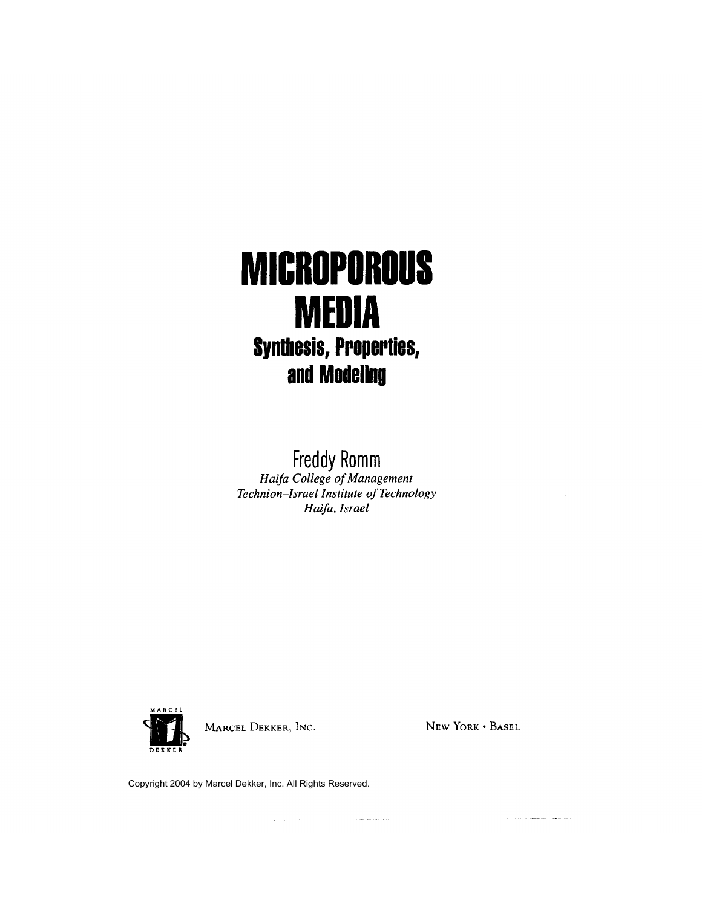# MICROPOROUS MEDIA

## Synthesis, Properties, and Modeling

Freddy Romm

*Haifa College of Management*
*Technion–Israel Institute of Technology*
*Haifa, Israel*

MARCEL DEKKER, INC. NEW YORK • BASEL

Copyright 2004 by Marcel Dekker, Inc. All Rights Reserved.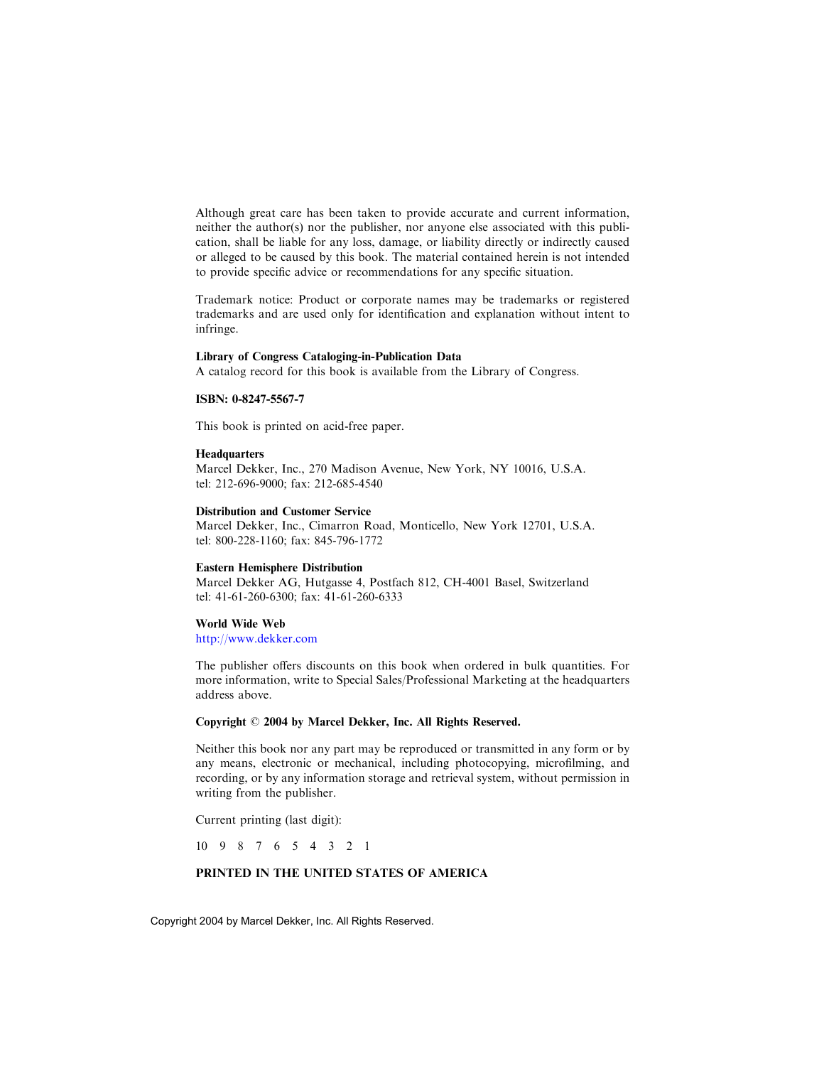Although great care has been taken to provide accurate and current information, neither the author(s) nor the publisher, nor anyone else associated with this publication, shall be liable for any loss, damage, or liability directly or indirectly caused or alleged to be caused by this book. The material contained herein is not intended to provide specific advice or recommendations for any specific situation.

Trademark notice: Product or corporate names may be trademarks or registered trademarks and are used only for identification and explanation without intent to infringe.

**Library of Congress Cataloging-in-Publication Data**
A catalog record for this book is available from the Library of Congress.

**ISBN: 0-8247-5567-7**

This book is printed on acid-free paper.

**Headquarters**
Marcel Dekker, Inc., 270 Madison Avenue, New York, NY 10016, U.S.A.
tel: 212-696-9000; fax: 212-685-4540

**Distribution and Customer Service**
Marcel Dekker, Inc., Cimarron Road, Monticello, New York 12701, U.S.A.
tel: 800-228-1160; fax: 845-796-1772

**Eastern Hemisphere Distribution**
Marcel Dekker AG, Hutgasse 4, Postfach 812, CH-4001 Basel, Switzerland
tel: 41-61-260-6300; fax: 41-61-260-6333

**World Wide Web**
http://www.dekker.com

The publisher offers discounts on this book when ordered in bulk quantities. For more information, write to Special Sales/Professional Marketing at the headquarters address above.

**Copyright © 2004 by Marcel Dekker, Inc. All Rights Reserved.**

Neither this book nor any part may be reproduced or transmitted in any form or by any means, electronic or mechanical, including photocopying, microfilming, and recording, or by any information storage and retrieval system, without permission in writing from the publisher.

Current printing (last digit):

10 9 8 7 6 5 4 3 2 1

**PRINTED IN THE UNITED STATES OF AMERICA**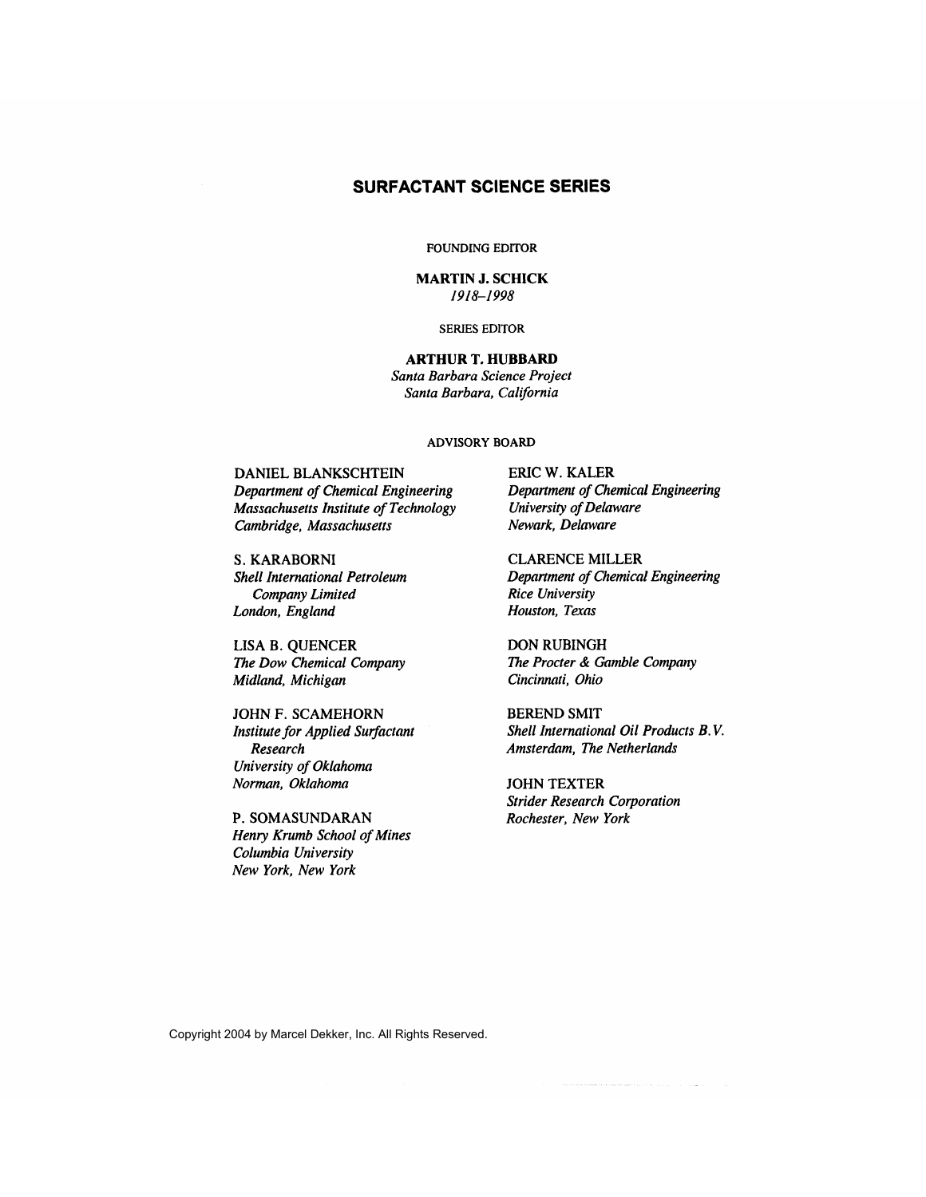# SURFACTANT SCIENCE SERIES

FOUNDING EDITOR

**MARTIN J. SCHICK**
*1918–1998*

SERIES EDITOR

**ARTHUR T. HUBBARD**
*Santa Barbara Science Project*
*Santa Barbara, California*

ADVISORY BOARD

DANIEL BLANKSCHTEIN
*Department of Chemical Engineering*
*Massachusetts Institute of Technology*
*Cambridge, Massachusetts*

S. KARABORNI
*Shell International Petroleum Company Limited*
*London, England*

LISA B. QUENCER
*The Dow Chemical Company*
*Midland, Michigan*

JOHN F. SCAMEHORN
*Institute for Applied Surfactant Research*
*University of Oklahoma*
*Norman, Oklahoma*

P. SOMASUNDARAN
*Henry Krumb School of Mines*
*Columbia University*
*New York, New York*

ERIC W. KALER
*Department of Chemical Engineering*
*University of Delaware*
*Newark, Delaware*

CLARENCE MILLER
*Department of Chemical Engineering*
*Rice University*
*Houston, Texas*

DON RUBINGH
*The Procter & Gamble Company*
*Cincinnati, Ohio*

BEREND SMIT
*Shell International Oil Products B.V.*
*Amsterdam, The Netherlands*

JOHN TEXTER
*Strider Research Corporation*
*Rochester, New York*

Copyright 2004 by Marcel Dekker, Inc. All Rights Reserved.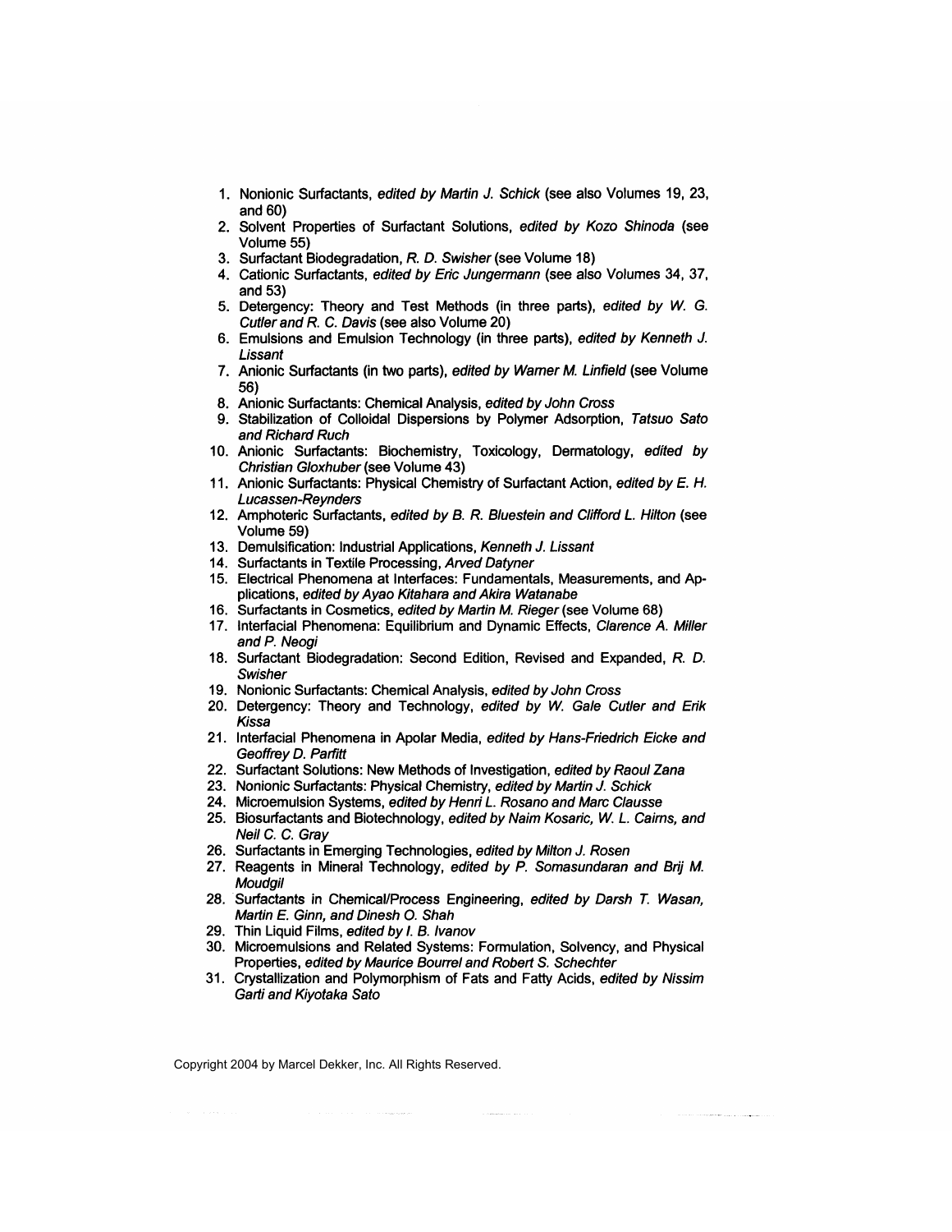1. Nonionic Surfactants, *edited by Martin J. Schick* (see also Volumes 19, 23, and 60)
2. Solvent Properties of Surfactant Solutions, *edited by Kozo Shinoda* (see Volume 55)
3. Surfactant Biodegradation, *R. D. Swisher* (see Volume 18)
4. Cationic Surfactants, *edited by Eric Jungermann* (see also Volumes 34, 37, and 53)
5. Detergency: Theory and Test Methods (in three parts), *edited by W. G. Cutler and R. C. Davis* (see also Volume 20)
6. Emulsions and Emulsion Technology (in three parts), *edited by Kenneth J. Lissant*
7. Anionic Surfactants (in two parts), *edited by Warner M. Linfield* (see Volume 56)
8. Anionic Surfactants: Chemical Analysis, *edited by John Cross*
9. Stabilization of Colloidal Dispersions by Polymer Adsorption, *Tatsuo Sato and Richard Ruch*
10. Anionic Surfactants: Biochemistry, Toxicology, Dermatology, *edited by Christian Gloxhuber* (see Volume 43)
11. Anionic Surfactants: Physical Chemistry of Surfactant Action, *edited by E. H. Lucassen-Reynders*
12. Amphoteric Surfactants, *edited by B. R. Bluestein and Clifford L. Hilton* (see Volume 59)
13. Demulsification: Industrial Applications, *Kenneth J. Lissant*
14. Surfactants in Textile Processing, *Arved Datyner*
15. Electrical Phenomena at Interfaces: Fundamentals, Measurements, and Applications, *edited by Ayao Kitahara and Akira Watanabe*
16. Surfactants in Cosmetics, *edited by Martin M. Rieger* (see Volume 68)
17. Interfacial Phenomena: Equilibrium and Dynamic Effects, *Clarence A. Miller and P. Neogi*
18. Surfactant Biodegradation: Second Edition, Revised and Expanded, *R. D. Swisher*
19. Nonionic Surfactants: Chemical Analysis, *edited by John Cross*
20. Detergency: Theory and Technology, *edited by W. Gale Cutler and Erik Kissa*
21. Interfacial Phenomena in Apolar Media, *edited by Hans-Friedrich Eicke and Geoffrey D. Parfitt*
22. Surfactant Solutions: New Methods of Investigation, *edited by Raoul Zana*
23. Nonionic Surfactants: Physical Chemistry, *edited by Martin J. Schick*
24. Microemulsion Systems, *edited by Henri L. Rosano and Marc Clausse*
25. Biosurfactants and Biotechnology, *edited by Naim Kosaric, W. L. Cairns, and Neil C. C. Gray*
26. Surfactants in Emerging Technologies, *edited by Milton J. Rosen*
27. Reagents in Mineral Technology, *edited by P. Somasundaran and Brij M. Moudgil*
28. Surfactants in Chemical/Process Engineering, *edited by Darsh T. Wasan, Martin E. Ginn, and Dinesh O. Shah*
29. Thin Liquid Films, *edited by I. B. Ivanov*
30. Microemulsions and Related Systems: Formulation, Solvency, and Physical Properties, *edited by Maurice Bourrel and Robert S. Schechter*
31. Crystallization and Polymorphism of Fats and Fatty Acids, *edited by Nissim Garti and Kiyotaka Sato*

Copyright 2004 by Marcel Dekker, Inc. All Rights Reserved.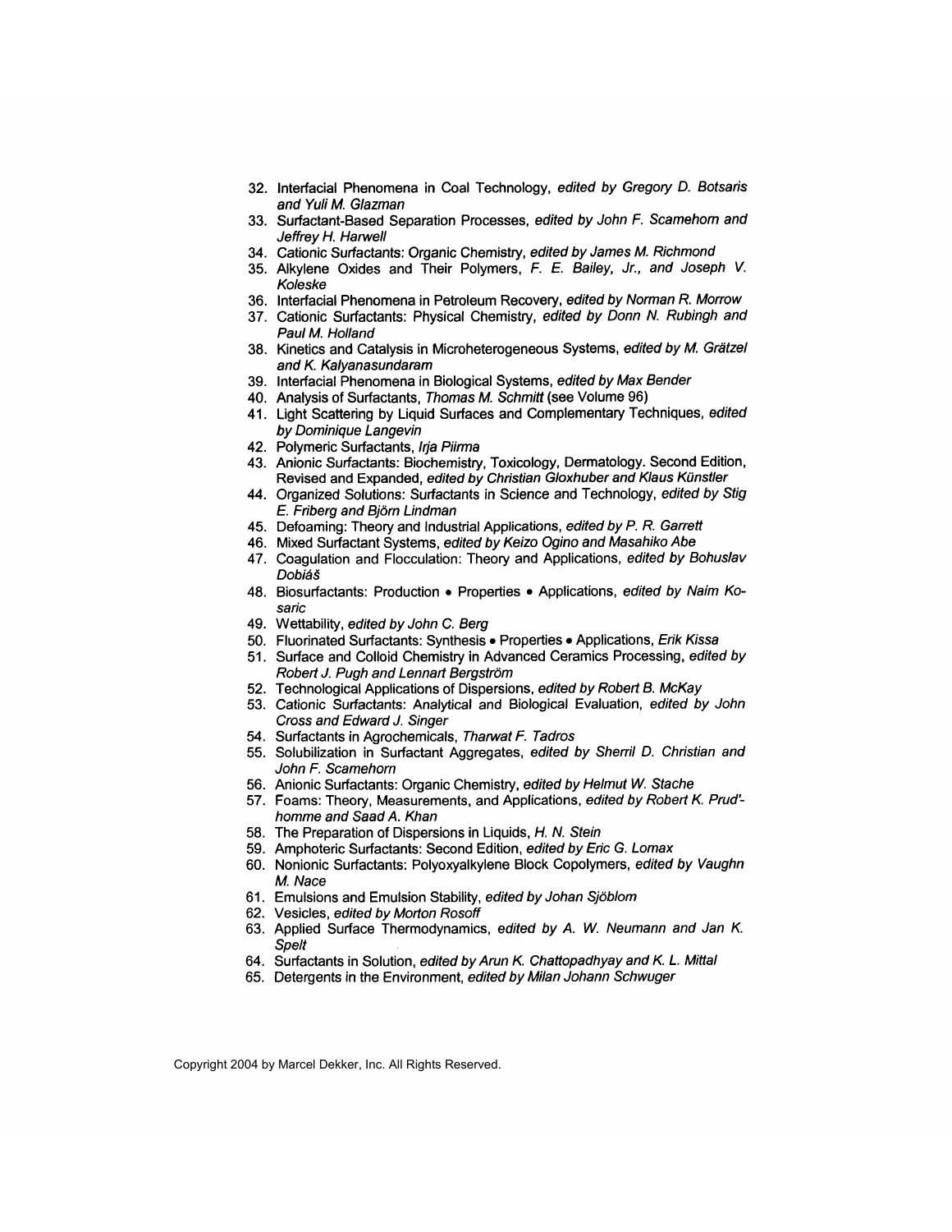32. Interfacial Phenomena in Coal Technology, *edited by Gregory D. Botsaris and Yuli M. Glazman*
33. Surfactant-Based Separation Processes, *edited by John F. Scamehorn and Jeffrey H. Harwell*
34. Cationic Surfactants: Organic Chemistry, *edited by James M. Richmond*
35. Alkylene Oxides and Their Polymers, *F. E. Bailey, Jr., and Joseph V. Koleske*
36. Interfacial Phenomena in Petroleum Recovery, *edited by Norman R. Morrow*
37. Cationic Surfactants: Physical Chemistry, *edited by Donn N. Rubingh and Paul M. Holland*
38. Kinetics and Catalysis in Microheterogeneous Systems, *edited by M. Grätzel and K. Kalyanasundaram*
39. Interfacial Phenomena in Biological Systems, *edited by Max Bender*
40. Analysis of Surfactants, *Thomas M. Schmitt* (see Volume 96)
41. Light Scattering by Liquid Surfaces and Complementary Techniques, *edited by Dominique Langevin*
42. Polymeric Surfactants, *Irja Piirma*
43. Anionic Surfactants: Biochemistry, Toxicology, Dermatology. Second Edition, Revised and Expanded, *edited by Christian Gloxhuber and Klaus Künstler*
44. Organized Solutions: Surfactants in Science and Technology, *edited by Stig E. Friberg and Björn Lindman*
45. Defoaming: Theory and Industrial Applications, *edited by P. R. Garrett*
46. Mixed Surfactant Systems, *edited by Keizo Ogino and Masahiko Abe*
47. Coagulation and Flocculation: Theory and Applications, *edited by Bohuslav Dobiáš*
48. Biosurfactants: Production • Properties • Applications, *edited by Naim Kosaric*
49. Wettability, *edited by John C. Berg*
50. Fluorinated Surfactants: Synthesis • Properties • Applications, *Erik Kissa*
51. Surface and Colloid Chemistry in Advanced Ceramics Processing, *edited by Robert J. Pugh and Lennart Bergström*
52. Technological Applications of Dispersions, *edited by Robert B. McKay*
53. Cationic Surfactants: Analytical and Biological Evaluation, *edited by John Cross and Edward J. Singer*
54. Surfactants in Agrochemicals, *Tharwat F. Tadros*
55. Solubilization in Surfactant Aggregates, *edited by Sherril D. Christian and John F. Scamehorn*
56. Anionic Surfactants: Organic Chemistry, *edited by Helmut W. Stache*
57. Foams: Theory, Measurements, and Applications, *edited by Robert K. Prud'homme and Saad A. Khan*
58. The Preparation of Dispersions in Liquids, *H. N. Stein*
59. Amphoteric Surfactants: Second Edition, *edited by Eric G. Lomax*
60. Nonionic Surfactants: Polyoxyalkylene Block Copolymers, *edited by Vaughn M. Nace*
61. Emulsions and Emulsion Stability, *edited by Johan Sjöblom*
62. Vesicles, *edited by Morton Rosoff*
63. Applied Surface Thermodynamics, *edited by A. W. Neumann and Jan K. Spelt*
64. Surfactants in Solution, *edited by Arun K. Chattopadhyay and K. L. Mittal*
65. Detergents in the Environment, *edited by Milan Johann Schwuger*

Copyright 2004 by Marcel Dekker, Inc. All Rights Reserved.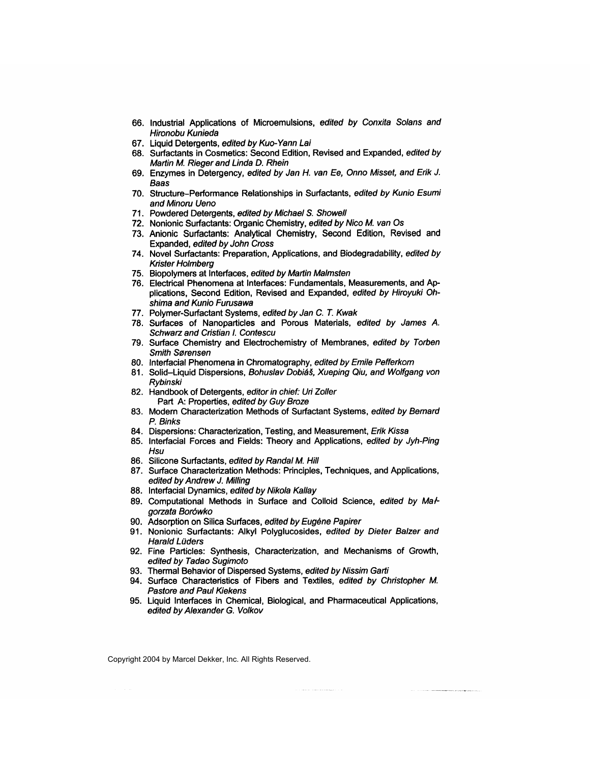66. Industrial Applications of Microemulsions, *edited by Conxita Solans and Hironobu Kunieda*
67. Liquid Detergents, *edited by Kuo-Yann Lai*
68. Surfactants in Cosmetics: Second Edition, Revised and Expanded, *edited by Martin M. Rieger and Linda D. Rhein*
69. Enzymes in Detergency, *edited by Jan H. van Ee, Onno Misset, and Erik J. Baas*
70. Structure–Performance Relationships in Surfactants, *edited by Kunio Esumi and Minoru Ueno*
71. Powdered Detergents, *edited by Michael S. Showell*
72. Nonionic Surfactants: Organic Chemistry, *edited by Nico M. van Os*
73. Anionic Surfactants: Analytical Chemistry, Second Edition, Revised and Expanded, *edited by John Cross*
74. Novel Surfactants: Preparation, Applications, and Biodegradability, *edited by Krister Holmberg*
75. Biopolymers at Interfaces, *edited by Martin Malmsten*
76. Electrical Phenomena at Interfaces: Fundamentals, Measurements, and Applications, Second Edition, Revised and Expanded, *edited by Hiroyuki Ohshima and Kunio Furusawa*
77. Polymer-Surfactant Systems, *edited by Jan C. T. Kwak*
78. Surfaces of Nanoparticles and Porous Materials, *edited by James A. Schwarz and Cristian I. Contescu*
79. Surface Chemistry and Electrochemistry of Membranes, *edited by Torben Smith Sørensen*
80. Interfacial Phenomena in Chromatography, *edited by Emile Pefferkorn*
81. Solid–Liquid Dispersions, *Bohuslav Dobiáš, Xueping Qiu, and Wolfgang von Rybinski*
82. Handbook of Detergents, *editor in chief: Uri Zoller*
    Part A: Properties, *edited by Guy Broze*
83. Modern Characterization Methods of Surfactant Systems, *edited by Bernard P. Binks*
84. Dispersions: Characterization, Testing, and Measurement, *Erik Kissa*
85. Interfacial Forces and Fields: Theory and Applications, *edited by Jyh-Ping Hsu*
86. Silicone Surfactants, *edited by Randal M. Hill*
87. Surface Characterization Methods: Principles, Techniques, and Applications, *edited by Andrew J. Milling*
88. Interfacial Dynamics, *edited by Nikola Kallay*
89. Computational Methods in Surface and Colloid Science, *edited by Małgorzata Borówko*
90. Adsorption on Silica Surfaces, *edited by Eugène Papirer*
91. Nonionic Surfactants: Alkyl Polyglucosides, *edited by Dieter Balzer and Harald Lüders*
92. Fine Particles: Synthesis, Characterization, and Mechanisms of Growth, *edited by Tadao Sugimoto*
93. Thermal Behavior of Dispersed Systems, *edited by Nissim Garti*
94. Surface Characteristics of Fibers and Textiles, *edited by Christopher M. Pastore and Paul Kiekens*
95. Liquid Interfaces in Chemical, Biological, and Pharmaceutical Applications, *edited by Alexander G. Volkov*

Copyright 2004 by Marcel Dekker, Inc. All Rights Reserved.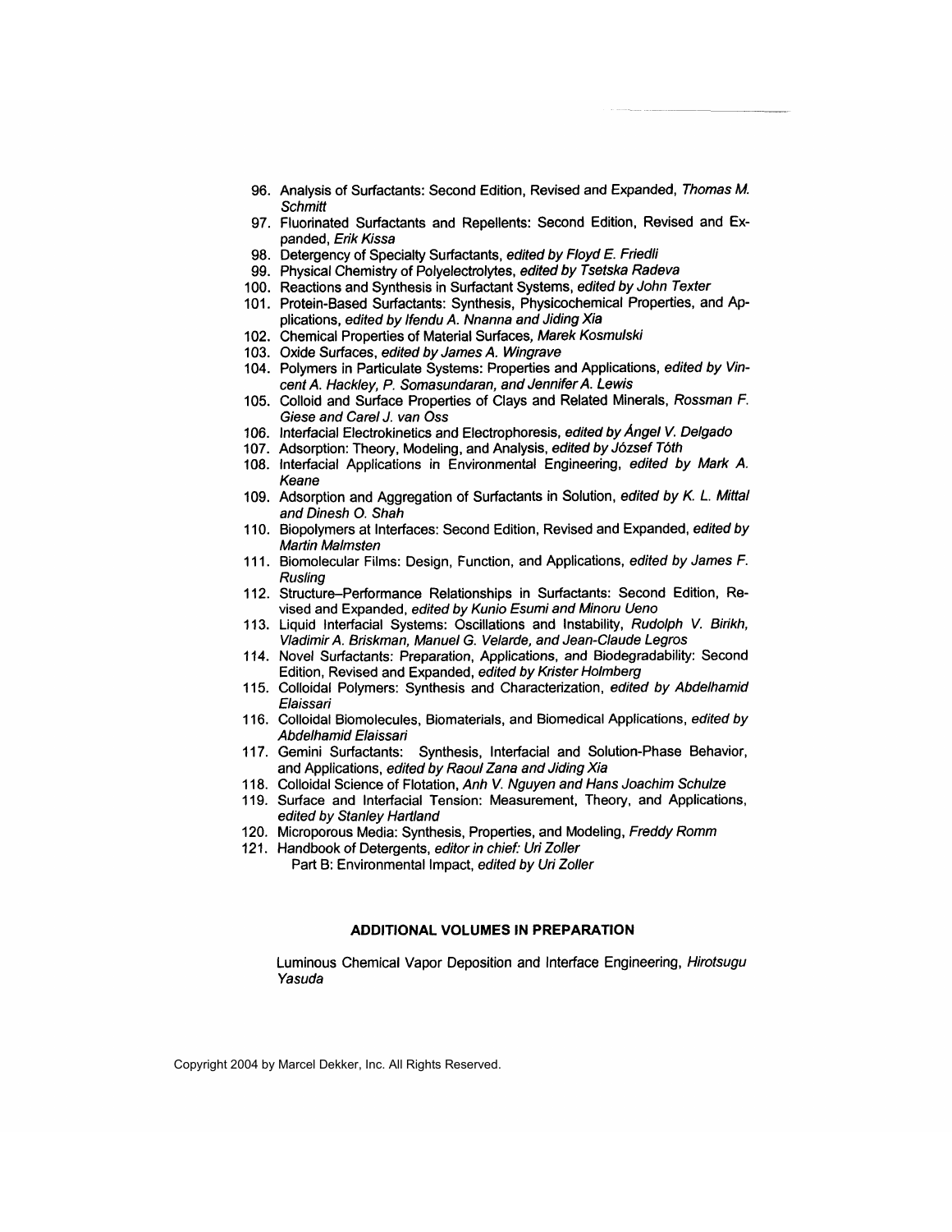96. Analysis of Surfactants: Second Edition, Revised and Expanded, *Thomas M. Schmitt*
97. Fluorinated Surfactants and Repellents: Second Edition, Revised and Expanded, *Erik Kissa*
98. Detergency of Specialty Surfactants, *edited by Floyd E. Friedli*
99. Physical Chemistry of Polyelectrolytes, *edited by Tsetska Radeva*
100. Reactions and Synthesis in Surfactant Systems, *edited by John Texter*
101. Protein-Based Surfactants: Synthesis, Physicochemical Properties, and Applications, *edited by Ifendu A. Nnanna and Jiding Xia*
102. Chemical Properties of Material Surfaces, *Marek Kosmulski*
103. Oxide Surfaces, *edited by James A. Wingrave*
104. Polymers in Particulate Systems: Properties and Applications, *edited by Vincent A. Hackley, P. Somasundaran, and Jennifer A. Lewis*
105. Colloid and Surface Properties of Clays and Related Minerals, *Rossman F. Giese and Carel J. van Oss*
106. Interfacial Electrokinetics and Electrophoresis, *edited by Ángel V. Delgado*
107. Adsorption: Theory, Modeling, and Analysis, *edited by József Tóth*
108. Interfacial Applications in Environmental Engineering, *edited by Mark A. Keane*
109. Adsorption and Aggregation of Surfactants in Solution, *edited by K. L. Mittal and Dinesh O. Shah*
110. Biopolymers at Interfaces: Second Edition, Revised and Expanded, *edited by Martin Malmsten*
111. Biomolecular Films: Design, Function, and Applications, *edited by James F. Rusling*
112. Structure–Performance Relationships in Surfactants: Second Edition, Revised and Expanded, *edited by Kunio Esumi and Minoru Ueno*
113. Liquid Interfacial Systems: Oscillations and Instability, *Rudolph V. Birikh, Vladimir A. Briskman, Manuel G. Velarde, and Jean-Claude Legros*
114. Novel Surfactants: Preparation, Applications, and Biodegradability: Second Edition, Revised and Expanded, *edited by Krister Holmberg*
115. Colloidal Polymers: Synthesis and Characterization, *edited by Abdelhamid Elaissari*
116. Colloidal Biomolecules, Biomaterials, and Biomedical Applications, *edited by Abdelhamid Elaissari*
117. Gemini Surfactants: Synthesis, Interfacial and Solution-Phase Behavior, and Applications, *edited by Raoul Zana and Jiding Xia*
118. Colloidal Science of Flotation, *Anh V. Nguyen and Hans Joachim Schulze*
119. Surface and Interfacial Tension: Measurement, Theory, and Applications, *edited by Stanley Hartland*
120. Microporous Media: Synthesis, Properties, and Modeling, *Freddy Romm*
121. Handbook of Detergents, *editor in chief: Uri Zoller*
    Part B: Environmental Impact, *edited by Uri Zoller*

## ADDITIONAL VOLUMES IN PREPARATION

Luminous Chemical Vapor Deposition and Interface Engineering, *Hirotsugu Yasuda*

Copyright 2004 by Marcel Dekker, Inc. All Rights Reserved.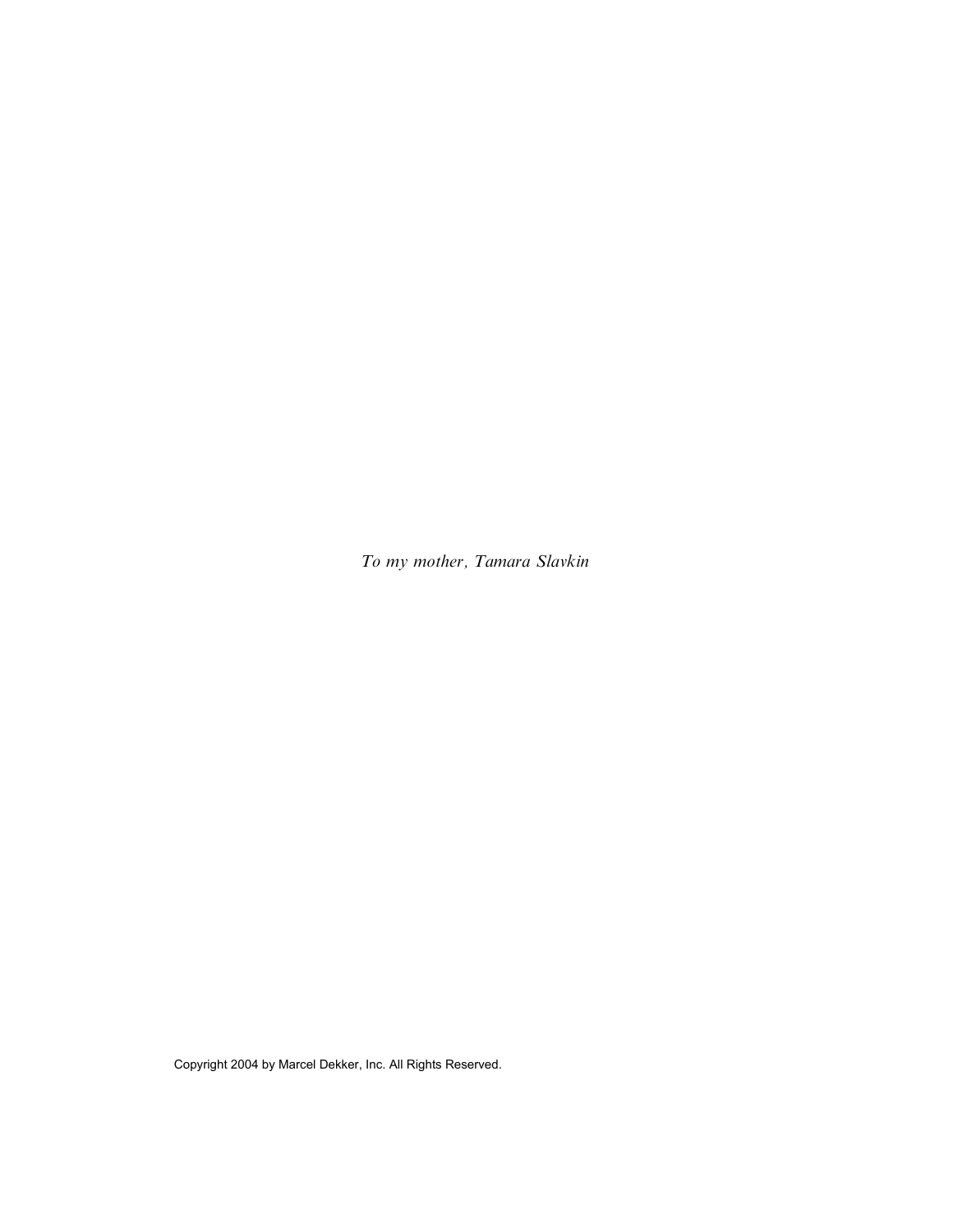*To my mother, Tamara Slavkin*

Copyright 2004 by Marcel Dekker, Inc. All Rights Reserved.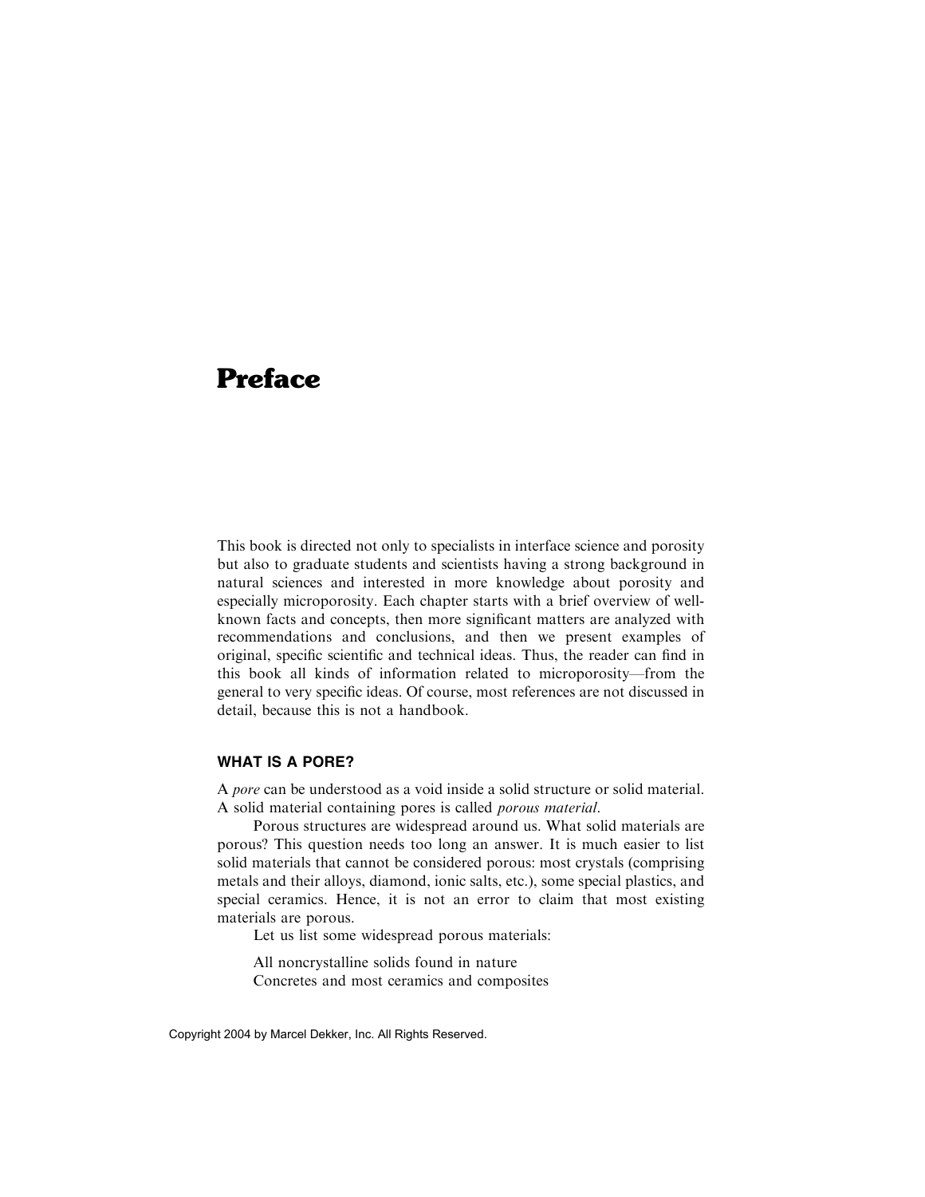# Preface

This book is directed not only to specialists in interface science and porosity but also to graduate students and scientists having a strong background in natural sciences and interested in more knowledge about porosity and especially microporosity. Each chapter starts with a brief overview of well-known facts and concepts, then more significant matters are analyzed with recommendations and conclusions, and then we present examples of original, specific scientific and technical ideas. Thus, the reader can find in this book all kinds of information related to microporosity—from the general to very specific ideas. Of course, most references are not discussed in detail, because this is not a handbook.

## WHAT IS A PORE?

A *pore* can be understood as a void inside a solid structure or solid material. A solid material containing pores is called *porous material*.

Porous structures are widespread around us. What solid materials are porous? This question needs too long an answer. It is much easier to list solid materials that cannot be considered porous: most crystals (comprising metals and their alloys, diamond, ionic salts, etc.), some special plastics, and special ceramics. Hence, it is not an error to claim that most existing materials are porous.

Let us list some widespread porous materials:

All noncrystalline solids found in nature
Concretes and most ceramics and composites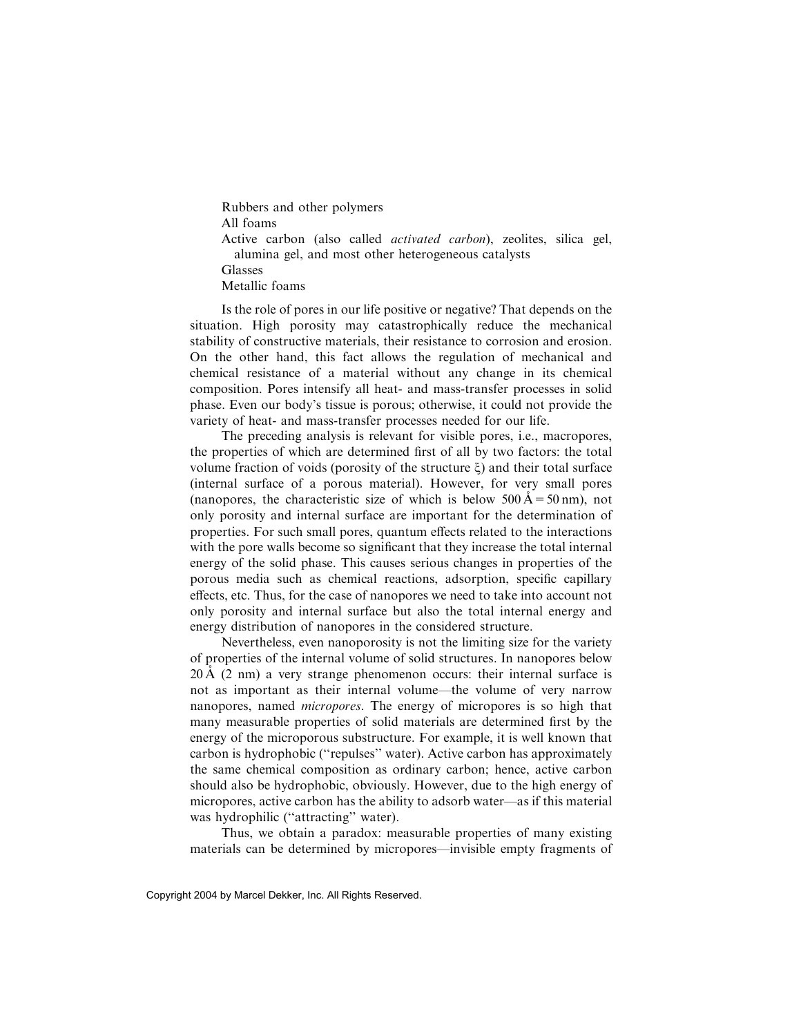Rubbers and other polymers  
All foams  
Active carbon (also called *activated carbon*), zeolites, silica gel, alumina gel, and most other heterogeneous catalysts  
Glasses  
Metallic foams

Is the role of pores in our life positive or negative? That depends on the situation. High porosity may catastrophically reduce the mechanical stability of constructive materials, their resistance to corrosion and erosion. On the other hand, this fact allows the regulation of mechanical and chemical resistance of a material without any change in its chemical composition. Pores intensify all heat- and mass-transfer processes in solid phase. Even our body's tissue is porous; otherwise, it could not provide the variety of heat- and mass-transfer processes needed for our life.

The preceding analysis is relevant for visible pores, i.e., macropores, the properties of which are determined first of all by two factors: the total volume fraction of voids (porosity of the structure $\xi$) and their total surface (internal surface of a porous material). However, for very small pores (nanopores, the characteristic size of which is below $500\,\text{Å} = 50\,\text{nm}$), not only porosity and internal surface are important for the determination of properties. For such small pores, quantum effects related to the interactions with the pore walls become so significant that they increase the total internal energy of the solid phase. This causes serious changes in properties of the porous media such as chemical reactions, adsorption, specific capillary effects, etc. Thus, for the case of nanopores we need to take into account not only porosity and internal surface but also the total internal energy and energy distribution of nanopores in the considered structure.

Nevertheless, even nanoporosity is not the limiting size for the variety of properties of the internal volume of solid structures. In nanopores below $20\,\text{Å}$ (2 nm) a very strange phenomenon occurs: their internal surface is not as important as their internal volume—the volume of very narrow nanopores, named *micropores*. The energy of micropores is so high that many measurable properties of solid materials are determined first by the energy of the microporous substructure. For example, it is well known that carbon is hydrophobic ("repulses" water). Active carbon has approximately the same chemical composition as ordinary carbon; hence, active carbon should also be hydrophobic, obviously. However, due to the high energy of micropores, active carbon has the ability to adsorb water—as if this material was hydrophilic ("attracting" water).

Thus, we obtain a paradox: measurable properties of many existing materials can be determined by micropores—invisible empty fragments of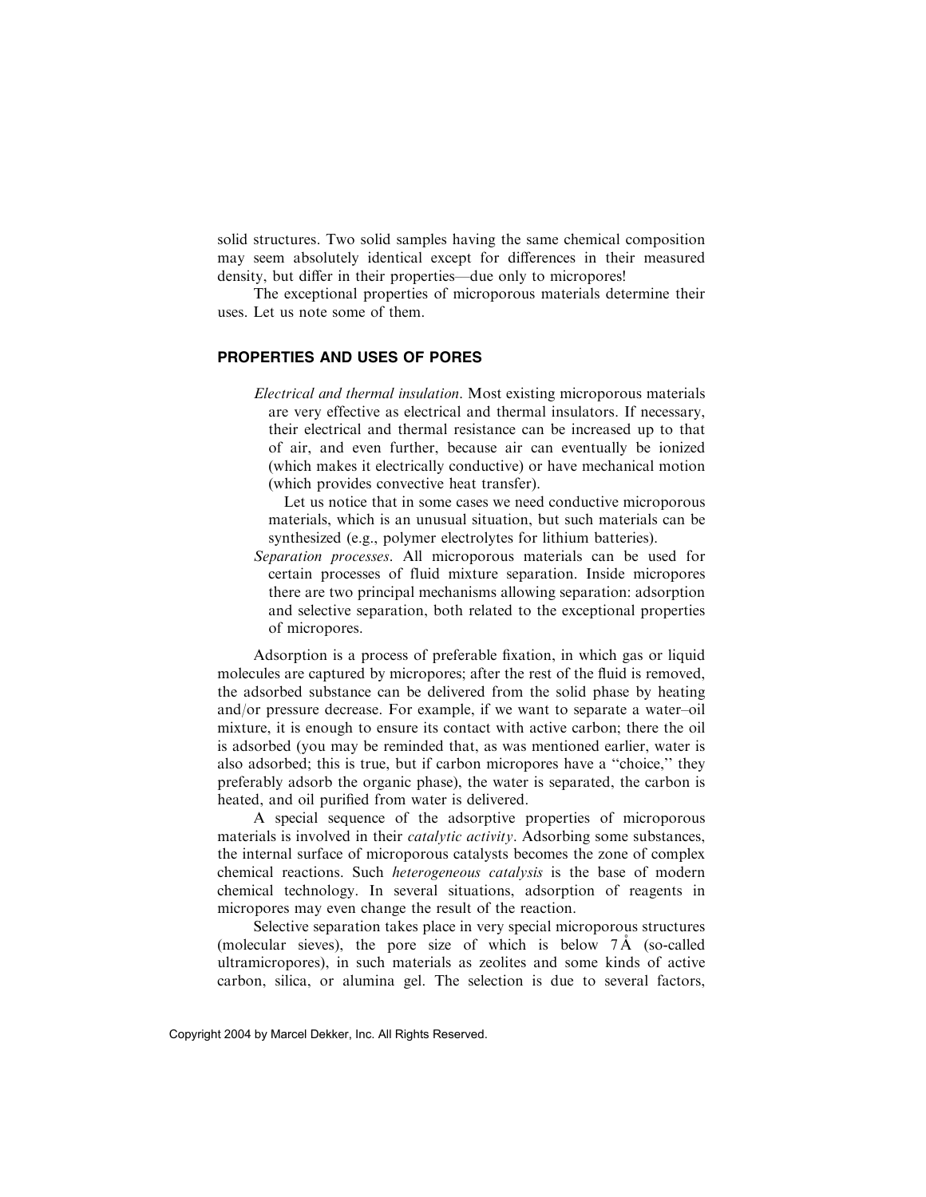solid structures. Two solid samples having the same chemical composition may seem absolutely identical except for differences in their measured density, but differ in their properties—due only to micropores!

The exceptional properties of microporous materials determine their uses. Let us note some of them.

## PROPERTIES AND USES OF PORES

*Electrical and thermal insulation*. Most existing microporous materials are very effective as electrical and thermal insulators. If necessary, their electrical and thermal resistance can be increased up to that of air, and even further, because air can eventually be ionized (which makes it electrically conductive) or have mechanical motion (which provides convective heat transfer).

Let us notice that in some cases we need conductive microporous materials, which is an unusual situation, but such materials can be synthesized (e.g., polymer electrolytes for lithium batteries).

*Separation processes*. All microporous materials can be used for certain processes of fluid mixture separation. Inside micropores there are two principal mechanisms allowing separation: adsorption and selective separation, both related to the exceptional properties of micropores.

Adsorption is a process of preferable fixation, in which gas or liquid molecules are captured by micropores; after the rest of the fluid is removed, the adsorbed substance can be delivered from the solid phase by heating and/or pressure decrease. For example, if we want to separate a water–oil mixture, it is enough to ensure its contact with active carbon; there the oil is adsorbed (you may be reminded that, as was mentioned earlier, water is also adsorbed; this is true, but if carbon micropores have a "choice," they preferably adsorb the organic phase), the water is separated, the carbon is heated, and oil purified from water is delivered.

A special sequence of the adsorptive properties of microporous materials is involved in their *catalytic activity*. Adsorbing some substances, the internal surface of microporous catalysts becomes the zone of complex chemical reactions. Such *heterogeneous catalysis* is the base of modern chemical technology. In several situations, adsorption of reagents in micropores may even change the result of the reaction.

Selective separation takes place in very special microporous structures (molecular sieves), the pore size of which is below 7 Å (so-called ultramicropores), in such materials as zeolites and some kinds of active carbon, silica, or alumina gel. The selection is due to several factors,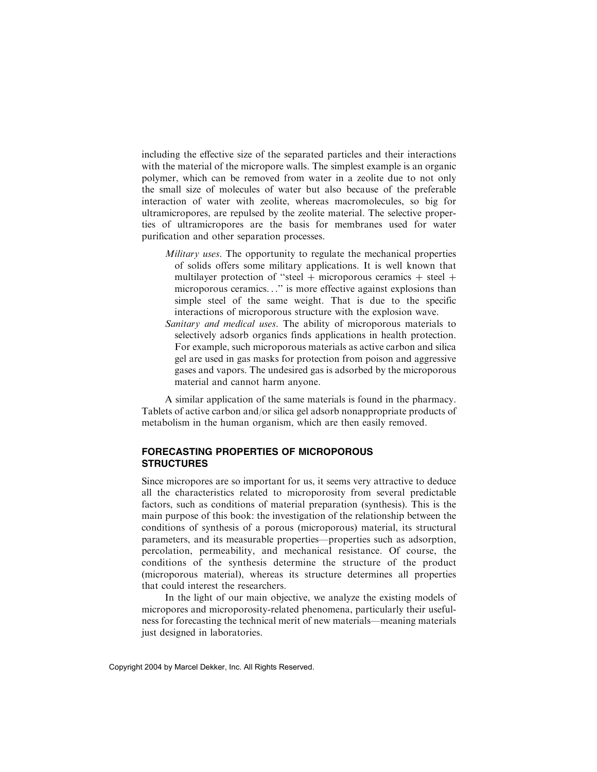including the effective size of the separated particles and their interactions with the material of the micropore walls. The simplest example is an organic polymer, which can be removed from water in a zeolite due to not only the small size of molecules of water but also because of the preferable interaction of water with zeolite, whereas macromolecules, so big for ultramicropores, are repulsed by the zeolite material. The selective properties of ultramicropores are the basis for membranes used for water purification and other separation processes.

*Military uses*. The opportunity to regulate the mechanical properties of solids offers some military applications. It is well known that multilayer protection of "steel + microporous ceramics + steel + microporous ceramics..." is more effective against explosions than simple steel of the same weight. That is due to the specific interactions of microporous structure with the explosion wave.

*Sanitary and medical uses*. The ability of microporous materials to selectively adsorb organics finds applications in health protection. For example, such microporous materials as active carbon and silica gel are used in gas masks for protection from poison and aggressive gases and vapors. The undesired gas is adsorbed by the microporous material and cannot harm anyone.

A similar application of the same materials is found in the pharmacy. Tablets of active carbon and/or silica gel adsorb nonappropriate products of metabolism in the human organism, which are then easily removed.

## FORECASTING PROPERTIES OF MICROPOROUS STRUCTURES

Since micropores are so important for us, it seems very attractive to deduce all the characteristics related to microporosity from several predictable factors, such as conditions of material preparation (synthesis). This is the main purpose of this book: the investigation of the relationship between the conditions of synthesis of a porous (microporous) material, its structural parameters, and its measurable properties—properties such as adsorption, percolation, permeability, and mechanical resistance. Of course, the conditions of the synthesis determine the structure of the product (microporous material), whereas its structure determines all properties that could interest the researchers.

In the light of our main objective, we analyze the existing models of micropores and microporosity-related phenomena, particularly their usefulness for forecasting the technical merit of new materials—meaning materials just designed in laboratories.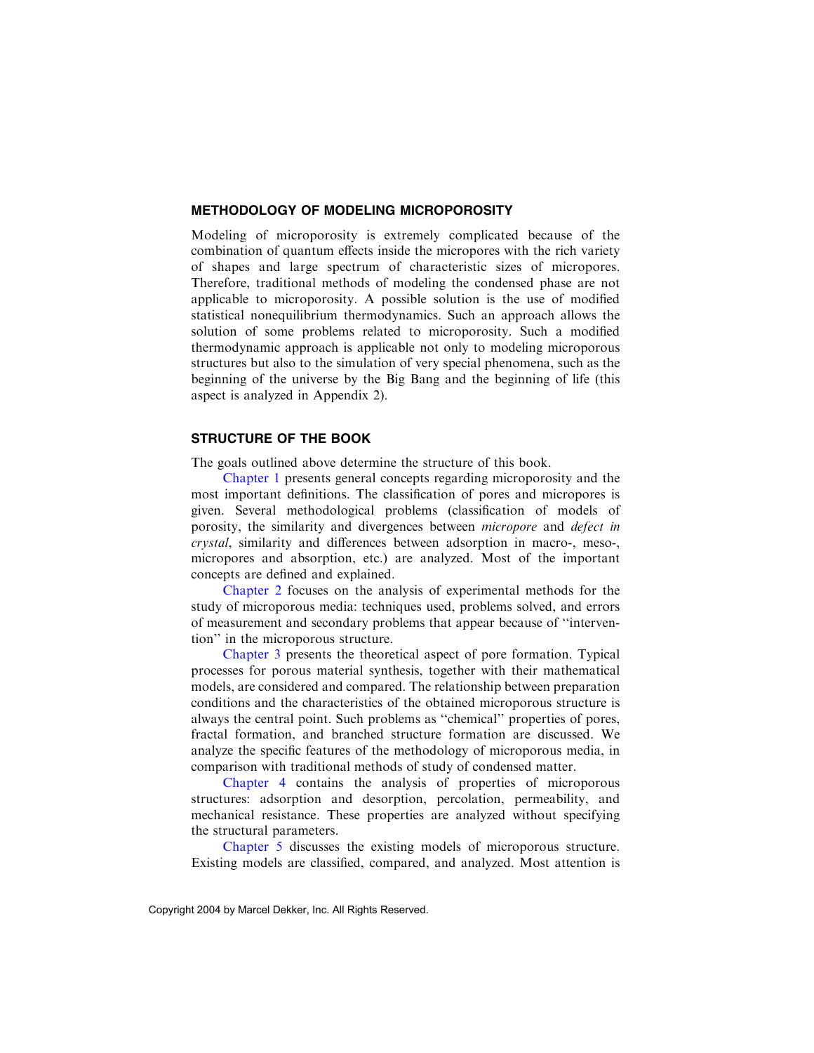## METHODOLOGY OF MODELING MICROPOROSITY

Modeling of microporosity is extremely complicated because of the combination of quantum effects inside the micropores with the rich variety of shapes and large spectrum of characteristic sizes of micropores. Therefore, traditional methods of modeling the condensed phase are not applicable to microporosity. A possible solution is the use of modified statistical nonequilibrium thermodynamics. Such an approach allows the solution of some problems related to microporosity. Such a modified thermodynamic approach is applicable not only to modeling microporous structures but also to the simulation of very special phenomena, such as the beginning of the universe by the Big Bang and the beginning of life (this aspect is analyzed in Appendix 2).

## STRUCTURE OF THE BOOK

The goals outlined above determine the structure of this book.

Chapter 1 presents general concepts regarding microporosity and the most important definitions. The classification of pores and micropores is given. Several methodological problems (classification of models of porosity, the similarity and divergences between *micropore* and *defect in crystal*, similarity and differences between adsorption in macro-, meso-, micropores and absorption, etc.) are analyzed. Most of the important concepts are defined and explained.

Chapter 2 focuses on the analysis of experimental methods for the study of microporous media: techniques used, problems solved, and errors of measurement and secondary problems that appear because of "intervention" in the microporous structure.

Chapter 3 presents the theoretical aspect of pore formation. Typical processes for porous material synthesis, together with their mathematical models, are considered and compared. The relationship between preparation conditions and the characteristics of the obtained microporous structure is always the central point. Such problems as "chemical" properties of pores, fractal formation, and branched structure formation are discussed. We analyze the specific features of the methodology of microporous media, in comparison with traditional methods of study of condensed matter.

Chapter 4 contains the analysis of properties of microporous structures: adsorption and desorption, percolation, permeability, and mechanical resistance. These properties are analyzed without specifying the structural parameters.

Chapter 5 discusses the existing models of microporous structure. Existing models are classified, compared, and analyzed. Most attention is

Copyright 2004 by Marcel Dekker, Inc. All Rights Reserved.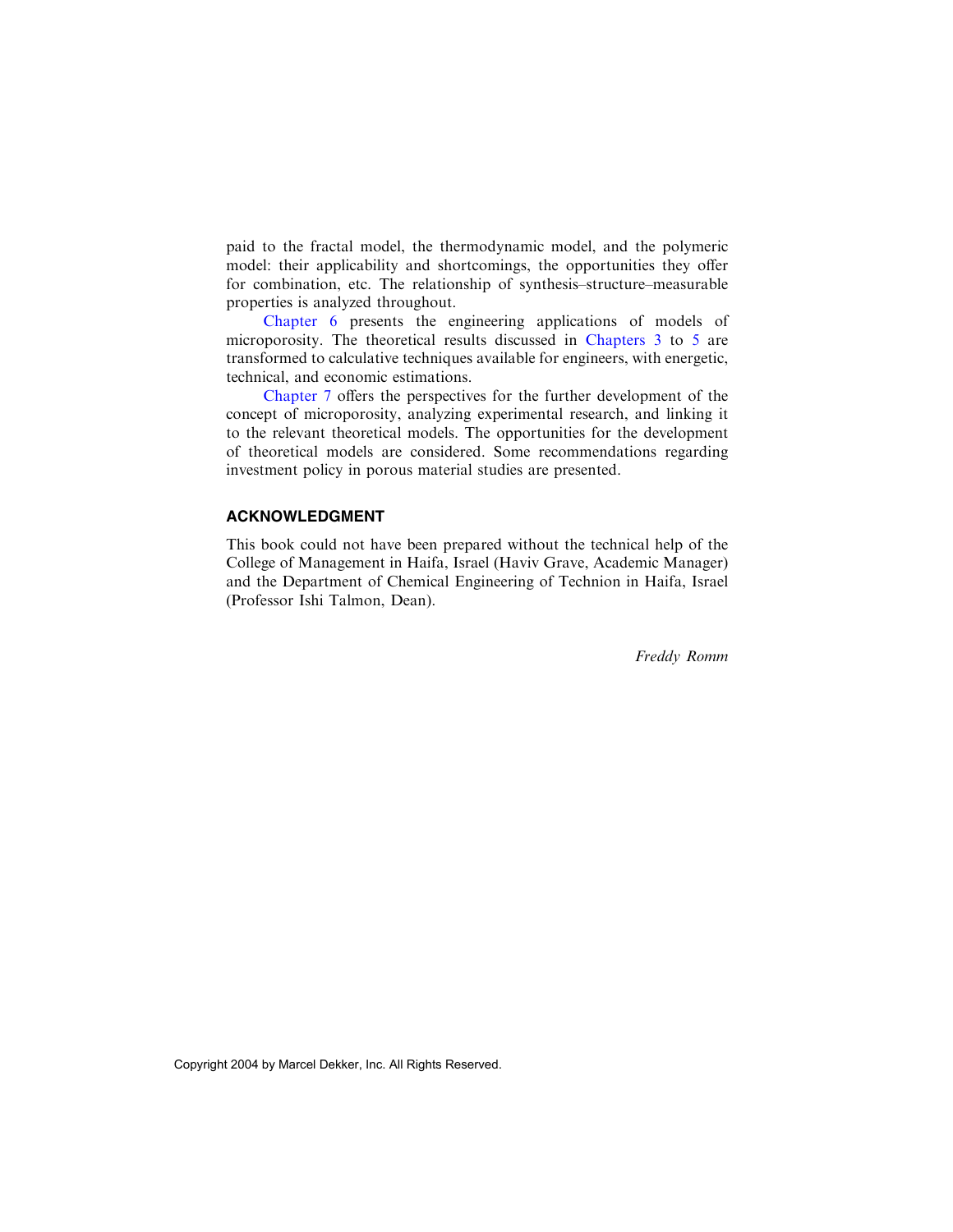paid to the fractal model, the thermodynamic model, and the polymeric model: their applicability and shortcomings, the opportunities they offer for combination, etc. The relationship of synthesis–structure–measurable properties is analyzed throughout.

Chapter 6 presents the engineering applications of models of microporosity. The theoretical results discussed in Chapters 3 to 5 are transformed to calculative techniques available for engineers, with energetic, technical, and economic estimations.

Chapter 7 offers the perspectives for the further development of the concept of microporosity, analyzing experimental research, and linking it to the relevant theoretical models. The opportunities for the development of theoretical models are considered. Some recommendations regarding investment policy in porous material studies are presented.

## ACKNOWLEDGMENT

This book could not have been prepared without the technical help of the College of Management in Haifa, Israel (Haviv Grave, Academic Manager) and the Department of Chemical Engineering of Technion in Haifa, Israel (Professor Ishi Talmon, Dean).

*Freddy Romm*

Copyright 2004 by Marcel Dekker, Inc. All Rights Reserved.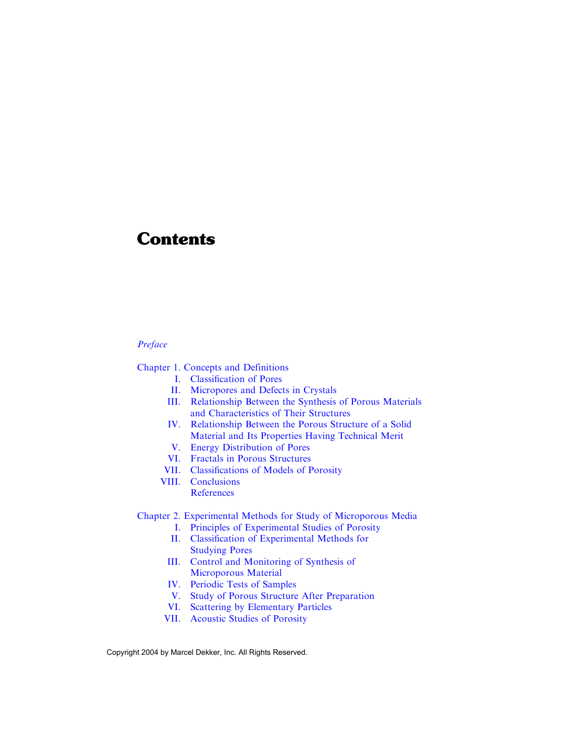# Contents

*Preface*

Chapter 1. Concepts and Definitions

- I. Classification of Pores
- II. Micropores and Defects in Crystals
- III. Relationship Between the Synthesis of Porous Materials and Characteristics of Their Structures
- IV. Relationship Between the Porous Structure of a Solid Material and Its Properties Having Technical Merit
- V. Energy Distribution of Pores
- VI. Fractals in Porous Structures
- VII. Classifications of Models of Porosity
- VIII. Conclusions
- References

Chapter 2. Experimental Methods for Study of Microporous Media

- I. Principles of Experimental Studies of Porosity
- II. Classification of Experimental Methods for Studying Pores
- III. Control and Monitoring of Synthesis of Microporous Material
- IV. Periodic Tests of Samples
- V. Study of Porous Structure After Preparation
- VI. Scattering by Elementary Particles
- VII. Acoustic Studies of Porosity

Copyright 2004 by Marcel Dekker, Inc. All Rights Reserved.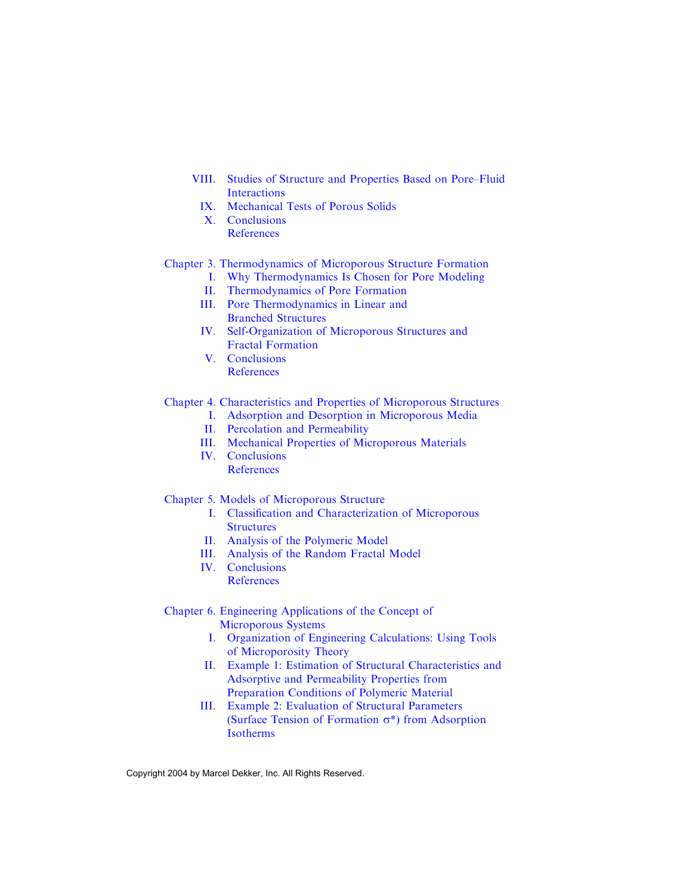VIII. Studies of Structure and Properties Based on Pore–Fluid Interactions
IX. Mechanical Tests of Porous Solids
X. Conclusions
References

Chapter 3. Thermodynamics of Microporous Structure Formation
I. Why Thermodynamics Is Chosen for Pore Modeling
II. Thermodynamics of Pore Formation
III. Pore Thermodynamics in Linear and Branched Structures
IV. Self-Organization of Microporous Structures and Fractal Formation
V. Conclusions
References

Chapter 4. Characteristics and Properties of Microporous Structures
I. Adsorption and Desorption in Microporous Media
II. Percolation and Permeability
III. Mechanical Properties of Microporous Materials
IV. Conclusions
References

Chapter 5. Models of Microporous Structure
I. Classification and Characterization of Microporous Structures
II. Analysis of the Polymeric Model
III. Analysis of the Random Fractal Model
IV. Conclusions
References

Chapter 6. Engineering Applications of the Concept of Microporous Systems
I. Organization of Engineering Calculations: Using Tools of Microporosity Theory
II. Example 1: Estimation of Structural Characteristics and Adsorptive and Permeability Properties from Preparation Conditions of Polymeric Material
III. Example 2: Evaluation of Structural Parameters (Surface Tension of Formation $\sigma^*$) from Adsorption Isotherms

Copyright 2004 by Marcel Dekker, Inc. All Rights Reserved.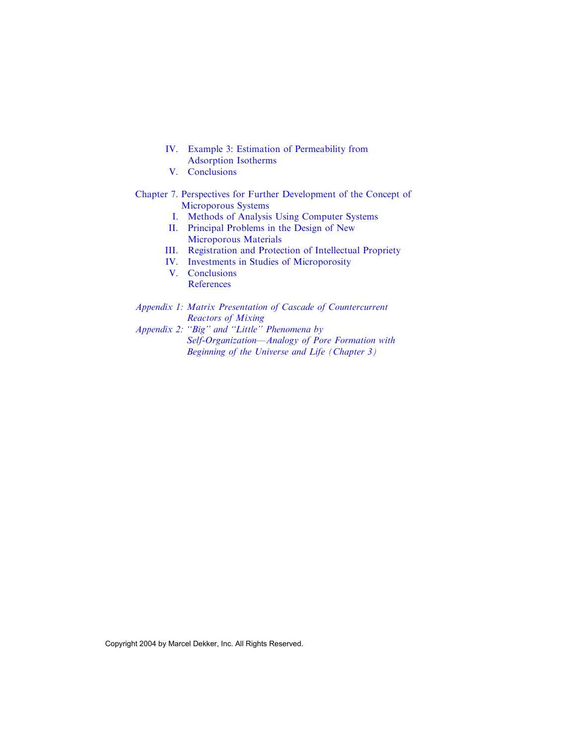IV. Example 3: Estimation of Permeability from Adsorption Isotherms

V. Conclusions

Chapter 7. Perspectives for Further Development of the Concept of Microporous Systems

I. Methods of Analysis Using Computer Systems

II. Principal Problems in the Design of New Microporous Materials

III. Registration and Protection of Intellectual Propriety

IV. Investments in Studies of Microporosity

V. Conclusions

References

*Appendix 1: Matrix Presentation of Cascade of Countercurrent Reactors of Mixing*

*Appendix 2: "Big" and "Little" Phenomena by Self-Organization—Analogy of Pore Formation with Beginning of the Universe and Life (Chapter 3)*

Copyright 2004 by Marcel Dekker, Inc. All Rights Reserved.